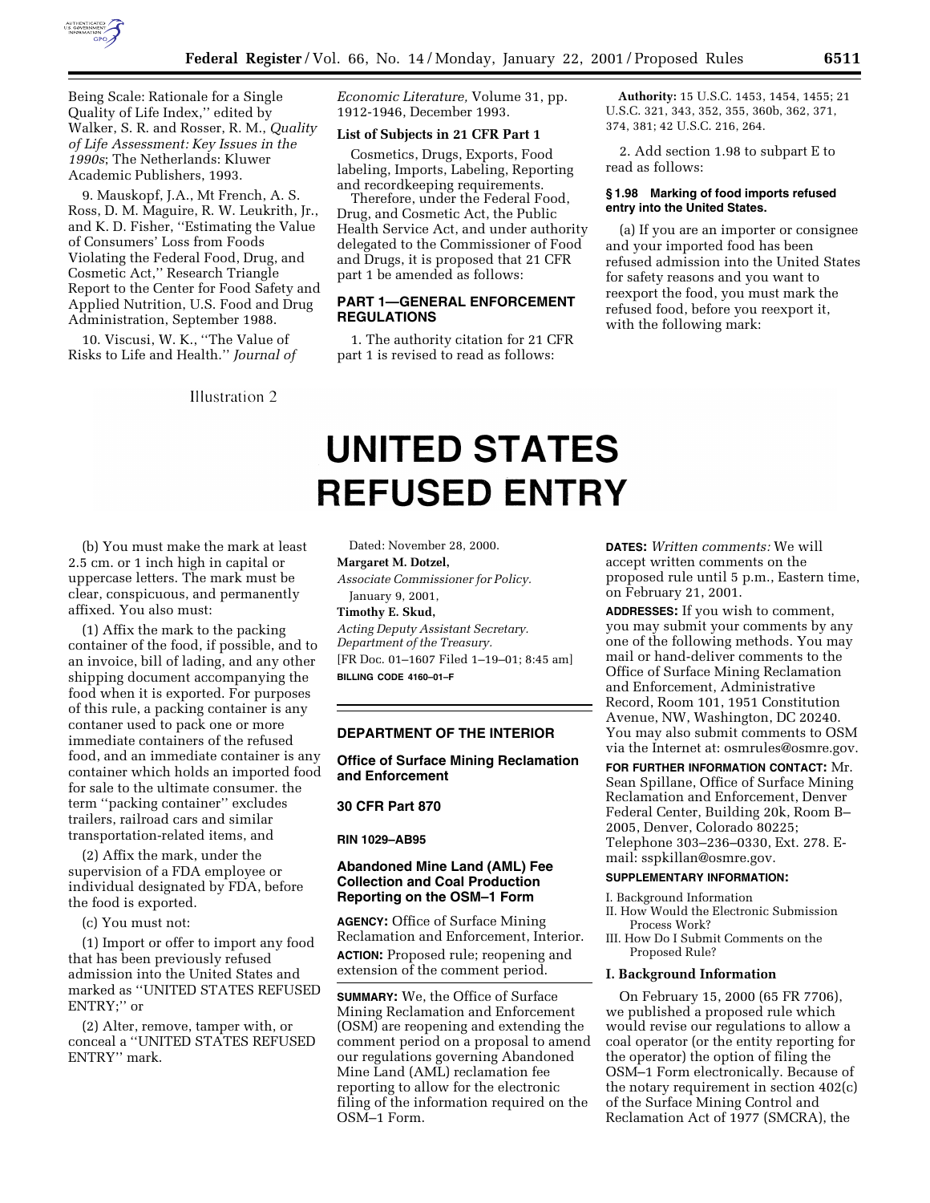Being Scale: Rationale for a Single Quality of Life Index,'' edited by Walker, S. R. and Rosser, R. M., *Quality of Life Assessment: Key Issues in the 1990s*; The Netherlands: Kluwer Academic Publishers, 1993.

9. Mauskopf, J.A., Mt French, A. S. Ross, D. M. Maguire, R. W. Leukrith, Jr., and K. D. Fisher, ''Estimating the Value of Consumers' Loss from Foods Violating the Federal Food, Drug, and Cosmetic Act,'' Research Triangle Report to the Center for Food Safety and Applied Nutrition, U.S. Food and Drug Administration, September 1988.

10. Viscusi, W. K., ''The Value of Risks to Life and Health.'' *Journal of Economic Literature,* Volume 31, pp. 1912-1946, December 1993.

**List of Subjects in 21 CFR Part 1**

Cosmetics, Drugs, Exports, Food labeling, Imports, Labeling, Reporting and recordkeeping requirements.

Therefore, under the Federal Food, Drug, and Cosmetic Act, the Public Health Service Act, and under authority delegated to the Commissioner of Food and Drugs, it is proposed that 21 CFR part 1 be amended as follows:

## PART 1—GENERAL ENFORCEMENT REGULATIONS

1. The authority citation for 21 CFR part 1 is revised to read as follows:

**Authority:** 15 U.S.C. 1453, 1454, 1455; 21 U.S.C. 321, 343, 352, 355, 360b, 362, 371, 374, 381; 42 U.S.C. 216, 264.

2. Add section 1.98 to subpart E to read as follows:

**§ 1.98 Marking of food imports refused entry into the United States.**

(a) If you are an importer or consignee and your imported food has been refused admission into the United States for safety reasons and you want to reexport the food, you must mark the refused food, before you reexport it, with the following mark:

Illustration 2

**UNITED STATES REFUSED ENTRY**

(b) You must make the mark at least 2.5 cm. or 1 inch high in capital or uppercase letters. The mark must be clear, conspicuous, and permanently affixed. You also must:

(1) Affix the mark to the packing container of the food, if possible, and to an invoice, bill of lading, and any other shipping document accompanying the food when it is exported. For purposes of this rule, a packing container is any contaner used to pack one or more immediate containers of the refused food, and an immediate container is any container which holds an imported food for sale to the ultimate consumer. the term ''packing container'' excludes trailers, railroad cars and similar transportation-related items, and

(2) Affix the mark, under the supervision of a FDA employee or individual designated by FDA, before the food is exported.

(c) You must not:

(1) Import or offer to import any food that has been previously refused admission into the United States and marked as ''UNITED STATES REFUSED ENTRY;'' or

(2) Alter, remove, tamper with, or conceal a ''UNITED STATES REFUSED ENTRY'' mark.

Dated: November 28, 2000.

**Margaret M. Dotzel,**

*Associate Commissioner for Policy.*

January 9, 2001,

**Timothy E. Skud,**

*Acting Deputy Assistant Secretary. Department of the Treasury.*

[FR Doc. 01–1607 Filed 1–19–01; 8:45 am]

**BILLING CODE 4160–01–F**

## DEPARTMENT OF THE INTERIOR

### Office of Surface Mining Reclamation and Enforcement

### 30 CFR Part 870

### RIN 1029–AB95

### Abandoned Mine Land (AML) Fee Collection and Coal Production Reporting on the OSM–1 Form

**AGENCY:** Office of Surface Mining Reclamation and Enforcement, Interior.

**ACTION:** Proposed rule; reopening and extension of the comment period.

**SUMMARY:** We, the Office of Surface Mining Reclamation and Enforcement (OSM) are reopening and extending the comment period on a proposal to amend our regulations governing Abandoned Mine Land (AML) reclamation fee reporting to allow for the electronic filing of the information required on the OSM–1 Form.

**DATES:** *Written comments:* We will accept written comments on the proposed rule until 5 p.m., Eastern time, on February 21, 2001.

**ADDRESSES:** If you wish to comment, you may submit your comments by any one of the following methods. You may mail or hand-deliver comments to the Office of Surface Mining Reclamation and Enforcement, Administrative Record, Room 101, 1951 Constitution Avenue, NW, Washington, DC 20240. You may also submit comments to OSM via the Internet at: osmrules@osmre.gov.

**FOR FURTHER INFORMATION CONTACT:** Mr. Sean Spillane, Office of Surface Mining Reclamation and Enforcement, Denver Federal Center, Building 20k, Room B–2005, Denver, Colorado 80225; Telephone 303–236–0330, Ext. 278. E-mail: sspkillan@osmre.gov.

**SUPPLEMENTARY INFORMATION:**

I. Background Information
II. How Would the Electronic Submission Process Work?
III. How Do I Submit Comments on the Proposed Rule?

**I. Background Information**

On February 15, 2000 (65 FR 7706), we published a proposed rule which would revise our regulations to allow a coal operator (or the entity responsible for the operator) the option of filing the OSM–1 Form electronically. Because of the notary requirement in section 402(c) of the Surface Mining Control and Reclamation Act of 1977 (SMCRA), the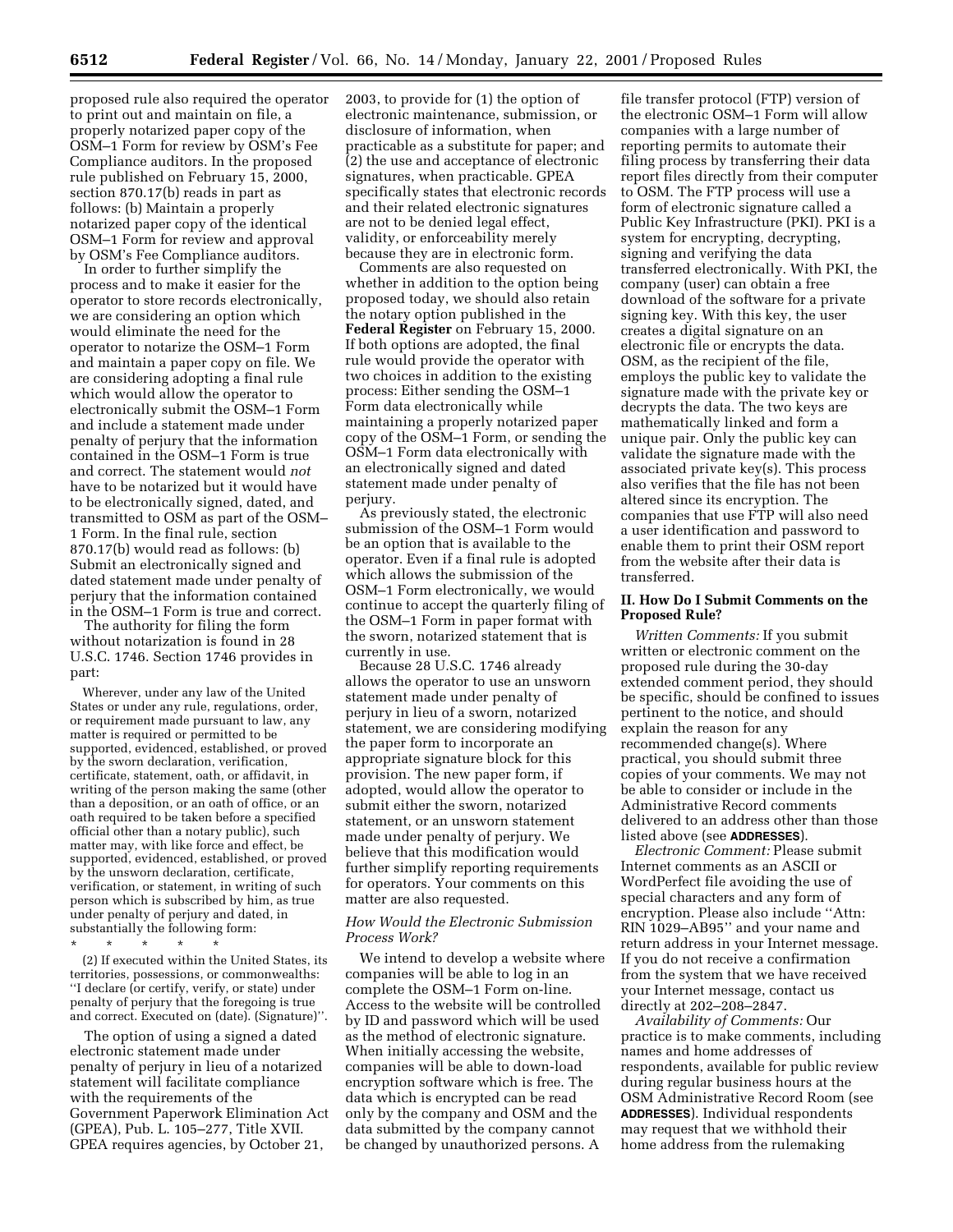proposed rule also required the operator to print out and maintain on file, a properly notarized paper copy of the OSM–1 Form for review by OSM's Fee Compliance auditors. In the proposed rule published on February 15, 2000, section 870.17(b) reads in part as follows: (b) Maintain a properly notarized paper copy of the identical OSM–1 Form for review and approval by OSM's Fee Compliance auditors.

In order to further simplify the process and to make it easier for the operator to store records electronically, we are considering an option which would eliminate the need for the operator to notarize the OSM–1 Form and maintain a paper copy on file. We are considering adopting a final rule which would allow the operator to electronically submit the OSM–1 Form and include a statement made under penalty of perjury that the information contained in the OSM–1 Form is true and correct. The statement would *not* have to be notarized but it would have to be electronically signed, dated, and transmitted to OSM as part of the OSM–1 Form. In the final rule, section 870.17(b) would read as follows: (b) Submit an electronically signed and dated statement made under penalty of perjury that the information contained in the OSM–1 Form is true and correct.

The authority for filing the form without notarization is found in 28 U.S.C. 1746. Section 1746 provides in part:

> Wherever, under any law of the United States or under any rule, regulations, order, or requirement made pursuant to law, any matter is required or permitted to be supported, evidenced, established, or proved by the sworn declaration, verification, certificate, statement, oath, or affidavit, in writing of the person making the same (other than a deposition, or an oath of office, or an oath required to be taken before a specified official other than a notary public), such matter may, with like force and effect, be supported, evidenced, established, or proved by the unsworn declaration, certificate, verification, or statement, in writing of such person which is subscribed by him, as true under penalty of perjury and dated, in substantially the following form:
>
> * * * * *
>
> (2) If executed within the United States, its territories, possessions, or commonwealths: ''I declare (or certify, verify, or state) under penalty of perjury that the foregoing is true and correct. Executed on (date). (Signature)''.

The option of using a signed a dated electronic statement made under penalty of perjury in lieu of a notarized statement will facilitate compliance with the requirements of the Government Paperwork Elimination Act (GPEA), Pub. L. 105–277, Title XVII. GPEA requires agencies, by October 21, 2003, to provide for (1) the option of electronic maintenance, submission, or disclosure of information, when practicable as a substitute for paper; and (2) the use and acceptance of electronic signatures, when practicable. GPEA specifically states that electronic records and their related electronic signatures are not to be denied legal effect, validity, or enforceability merely because they are in electronic form.

Comments are also requested on whether in addition to the option being proposed today, we should also retain the notary option published in the **Federal Register** on February 15, 2000. If both options are adopted, the final rule would provide the operator with two choices in addition to the existing process: Either sending the OSM–1 Form data electronically while maintaining a properly notarized paper copy of the OSM–1 Form, or sending the OSM–1 Form data electronically with an electronically signed and dated statement made under penalty of perjury.

As previously stated, the electronic submission of the OSM–1 Form would be an option that is available to the operator. Even if a final rule is adopted which allows the submission of the OSM–1 Form electronically, we would continue to accept the quarterly filing of the OSM–1 Form in paper format with the sworn, notarized statement that is currently in use.

Because 28 U.S.C. 1746 already allows the operator to use an unsworn statement made under penalty of perjury in lieu of a sworn, notarized statement, we are considering modifying the paper form to incorporate an appropriate signature block for this provision. The new paper form, if adopted, would allow the operator to submit either the sworn, notarized statement, or an unsworn statement made under penalty of perjury. We believe that this modification would further simplify reporting requirements for operators. Your comments on this matter are also requested.

*How Would the Electronic Submission Process Work?*

We intend to develop a website where companies will be able to log in an complete the OSM–1 Form on-line. Access to the website will be controlled by ID and password which will be used as the method of electronic signature. When initially accessing the website, companies will be able to down-load encryption software which is free. The data which is encrypted can be read only by the company and OSM and the data submitted by the company cannot be changed by unauthorized persons. A file transfer protocol (FTP) version of the electronic OSM–1 Form will allow companies with a large number of reporting permits to automate their filing process by transferring their data report files directly from their computer to OSM. The FTP process will use a form of electronic signature called a Public Key Infrastructure (PKI). PKI is a system for encrypting, decrypting, signing and verifying the data transferred electronically. With PKI, the company (user) can obtain a free download of the software for a private signing key. With this key, the user creates a digital signature on an electronic file or encrypts the data. OSM, as the recipient of the file, employs the public key to validate the signature made with the private key or decrypts the data. The two keys are mathematically linked and form a unique pair. Only the public key can validate the signature made with the associated private key(s). This process also verifies that the file has not been altered since its encryption. The companies that use FTP will also need a user identification and password to enable them to print their OSM report from the website after their data is transferred.

## II. How Do I Submit Comments on the Proposed Rule?

*Written Comments:* If you submit written or electronic comment on the proposed rule during the 30-day extended comment period, they should be specific, should be confined to issues pertinent to the notice, and should explain the reason for any recommended change(s). Where practical, you should submit three copies of your comments. We may not be able to consider or include in the Administrative Record comments delivered to an address other than those listed above (see **ADDRESSES**).

*Electronic Comment:* Please submit Internet comments as an ASCII or WordPerfect file avoiding the use of special characters and any form of encryption. Please also include ''Attn: RIN 1029–AB95'' and your name and return address in your Internet message. If you do not receive a confirmation from the system that we have received your Internet message, contact us directly at 202–208–2847.

*Availability of Comments:* Our practice is to make comments, including names and home addresses of respondents, available for public review during regular business hours at the OSM Administrative Record Room (see **ADDRESSES**). Individual respondents may request that we withhold their home address from the rulemaking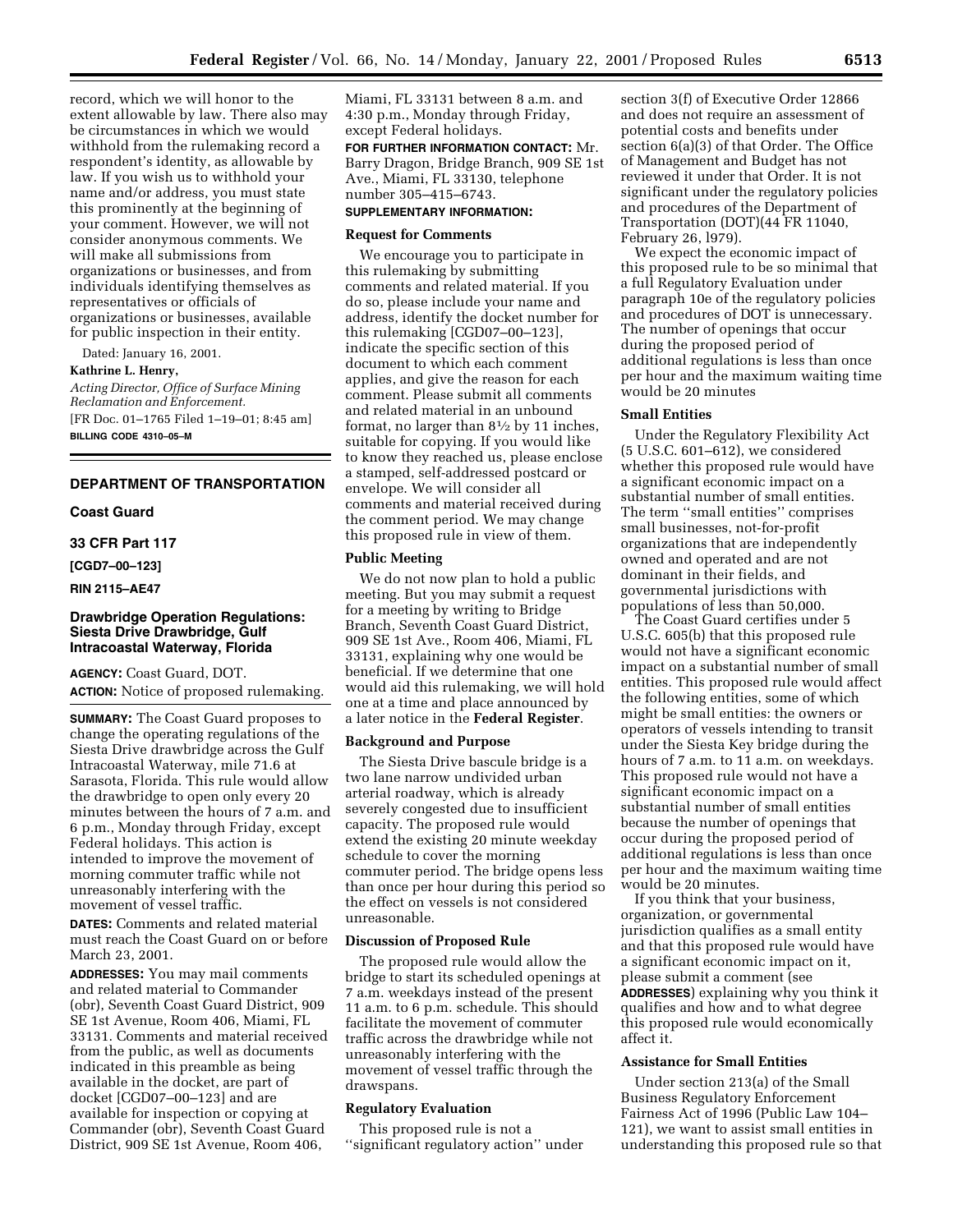record, which we will honor to the extent allowable by law. There also may be circumstances in which we would withhold from the rulemaking record a respondent's identity, as allowable by law. If you wish us to withhold your name and/or address, you must state this prominently at the beginning of your comment. However, we will not consider anonymous comments. We will make all submissions from organizations or businesses, and from individuals identifying themselves as representatives or officials of organizations or businesses, available for public inspection in their entity.

Dated: January 16, 2001.

**Kathrine L. Henry,**

*Acting Director, Office of Surface Mining Reclamation and Enforcement.*

[FR Doc. 01–1765 Filed 1–19–01; 8:45 am]

**BILLING CODE 4310–05–M**

---

## DEPARTMENT OF TRANSPORTATION

### Coast Guard

### 33 CFR Part 117

**[CGD7–00–123]**

**RIN 2115–AE47**

## Drawbridge Operation Regulations: Siesta Drive Drawbridge, Gulf Intracoastal Waterway, Florida

**AGENCY:** Coast Guard, DOT.

**ACTION:** Notice of proposed rulemaking.

---

**SUMMARY:** The Coast Guard proposes to change the operating regulations of the Siesta Drive drawbridge across the Gulf Intracoastal Waterway, mile 71.6 at Sarasota, Florida. This rule would allow the drawbridge to open only every 20 minutes between the hours of 7 a.m. and 6 p.m., Monday through Friday, except Federal holidays. This action is intended to improve the movement of morning commuter traffic while not unreasonably interfering with the movement of vessel traffic.

**DATES:** Comments and related material must reach the Coast Guard on or before March 23, 2001.

**ADDRESSES:** You may mail comments and related material to Commander (obr), Seventh Coast Guard District, 909 SE 1st Avenue, Room 406, Miami, FL 33131. Comments and material received from the public, as well as documents indicated in this preamble as being available in the docket, are part of docket [CGD07–00–123] and are available for inspection or copying at Commander (obr), Seventh Coast Guard District, 909 SE 1st Avenue, Room 406, Miami, FL 33131 between 8 a.m. and 4:30 p.m., Monday through Friday, except Federal holidays.

**FOR FURTHER INFORMATION CONTACT:** Mr. Barry Dragon, Bridge Branch, 909 SE 1st Ave., Miami, FL 33130, telephone number 305–415–6743.

**SUPPLEMENTARY INFORMATION:**

### Request for Comments

We encourage you to participate in this rulemaking by submitting comments and related material. If you do so, please include your name and address, identify the docket number for this rulemaking [CGD07–00–123], indicate the specific section of this document to which each comment applies, and give the reason for each comment. Please submit all comments and related material in an unbound format, no larger than 8½ by 11 inches, suitable for copying. If you would like to know they reached us, please enclose a stamped, self-addressed postcard or envelope. We will consider all comments and material received during the comment period. We may change this proposed rule in view of them.

### Public Meeting

We do not now plan to hold a public meeting. But you may submit a request for a meeting by writing to Bridge Branch, Seventh Coast Guard District, 909 SE 1st Ave., Room 406, Miami, FL 33131, explaining why one would be beneficial. If we determine that one would aid this rulemaking, we will hold one at a time and place announced by a later notice in the **Federal Register**.

### Background and Purpose

The Siesta Drive bascule bridge is a two lane narrow undivided urban arterial roadway, which is already severely congested due to insufficient capacity. The proposed rule would extend the existing 20 minute weekday schedule to cover the morning commuter period. The bridge opens less than once per hour during this period so the effect on vessels is not considered unreasonable.

### Discussion of Proposed Rule

The proposed rule would allow the bridge to start its scheduled openings at 7 a.m. weekdays instead of the present 11 a.m. to 6 p.m. schedule. This should facilitate the movement of commuter traffic across the drawbridge while not unreasonably interfering with the movement of vessel traffic through the drawspans.

### Regulatory Evaluation

This proposed rule is not a ''significant regulatory action'' under section 3(f) of Executive Order 12866 and does not require an assessment of potential costs and benefits under section 6(a)(3) of that Order. The Office of Management and Budget has not reviewed it under that Order. It is not significant under the regulatory policies and procedures of the Department of Transportation (DOT)(44 FR 11040, February 26, l979).

We expect the economic impact of this proposed rule to be so minimal that a full Regulatory Evaluation under paragraph 10e of the regulatory policies and procedures of DOT is unnecessary. The number of openings that occur during the proposed period of additional regulations is less than once per hour and the maximum waiting time would be 20 minutes

### Small Entities

Under the Regulatory Flexibility Act (5 U.S.C. 601–612), we considered whether this proposed rule would have a significant economic impact on a substantial number of small entities. The term ''small entities'' comprises small businesses, not-for-profit organizations that are independently owned and operated and are not dominant in their fields, and governmental jurisdictions with populations of less than 50,000.

The Coast Guard certifies under 5 U.S.C. 605(b) that this proposed rule would not have a significant economic impact on a substantial number of small entities. This proposed rule would affect the following entities, some of which might be small entities: the owners or operators of vessels intending to transit under the Siesta Key bridge during the hours of 7 a.m. to 11 a.m. on weekdays. This proposed rule would not have a significant economic impact on a substantial number of small entities because the number of openings that occur during the proposed period of additional regulations is less than once per hour and the maximum waiting time would be 20 minutes.

If you think that your business, organization, or governmental jurisdiction qualifies as a small entity and that this proposed rule would have a significant economic impact on it, please submit a comment (see **ADDRESSES**) explaining why you think it qualifies and how and to what degree this proposed rule would economically affect it.

### Assistance for Small Entities

Under section 213(a) of the Small Business Regulatory Enforcement Fairness Act of 1996 (Public Law 104–121), we want to assist small entities in understanding this proposed rule so that